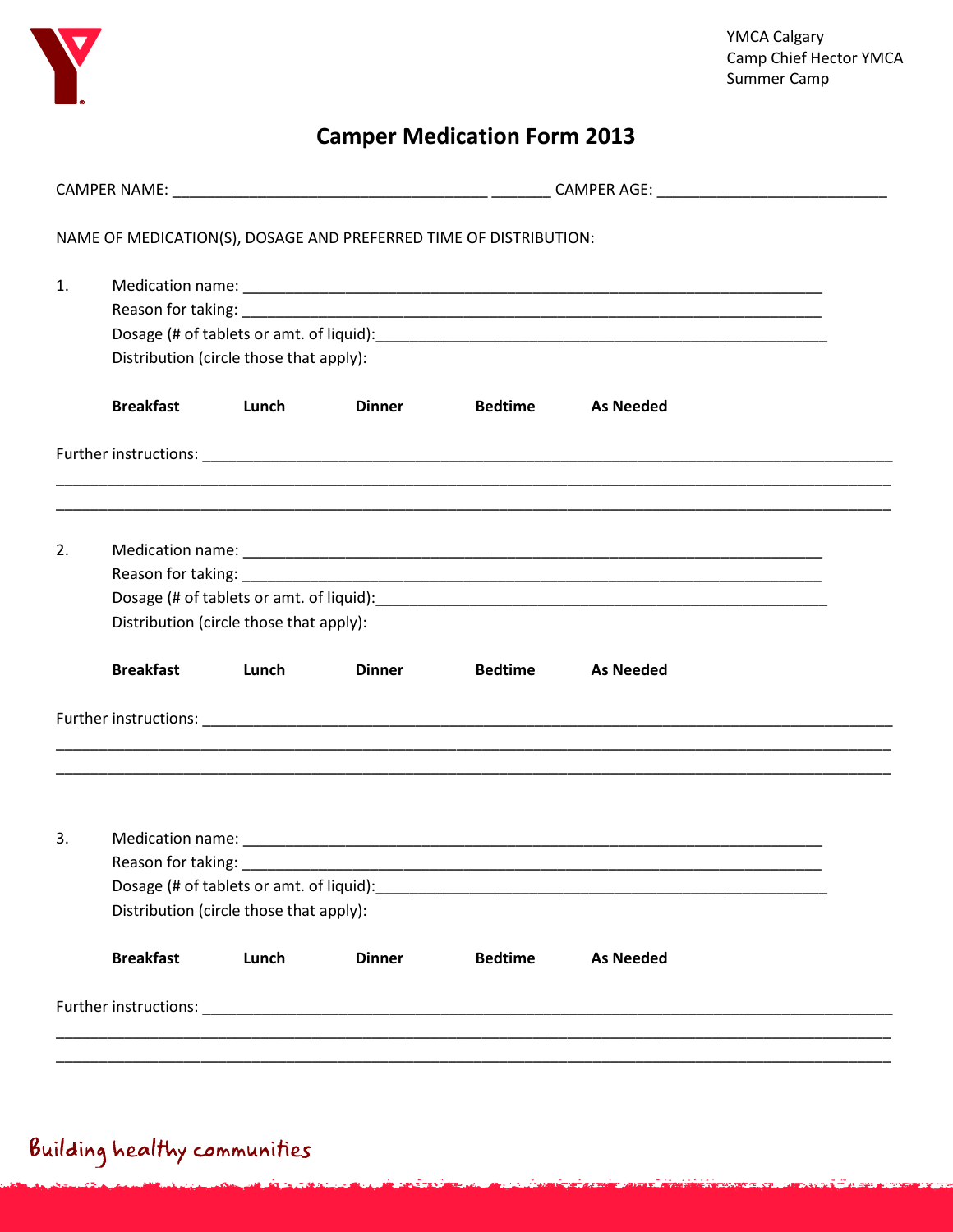YMCA Calgary
Camp Chief Hector YMCA
Summer Camp

# Camper Medication Form 2013

CAMPER NAME: _______________________________________ _______ CAMPER AGE: ____________________________

NAME OF MEDICATION(S), DOSAGE AND PREFERRED TIME OF DISTRIBUTION:

1. Medication name: ______________________________________________________________________
   Reason for taking: ______________________________________________________________________
   Dosage (# of tablets or amt. of liquid):_______________________________________________________
   Distribution (circle those that apply):

   **Breakfast** **Lunch** **Dinner** **Bedtime** **As Needed**

Further instructions: _________________________________________________________________________________
_____________________________________________________________________________________________________
_____________________________________________________________________________________________________

2. Medication name: ______________________________________________________________________
   Reason for taking: ______________________________________________________________________
   Dosage (# of tablets or amt. of liquid):_______________________________________________________
   Distribution (circle those that apply):

   **Breakfast** **Lunch** **Dinner** **Bedtime** **As Needed**

Further instructions: _________________________________________________________________________________
_____________________________________________________________________________________________________
_____________________________________________________________________________________________________

3. Medication name: ______________________________________________________________________
   Reason for taking: ______________________________________________________________________
   Dosage (# of tablets or amt. of liquid):_______________________________________________________
   Distribution (circle those that apply):

   **Breakfast** **Lunch** **Dinner** **Bedtime** **As Needed**

Further instructions: _________________________________________________________________________________
_____________________________________________________________________________________________________
_____________________________________________________________________________________________________

*Building healthy communities*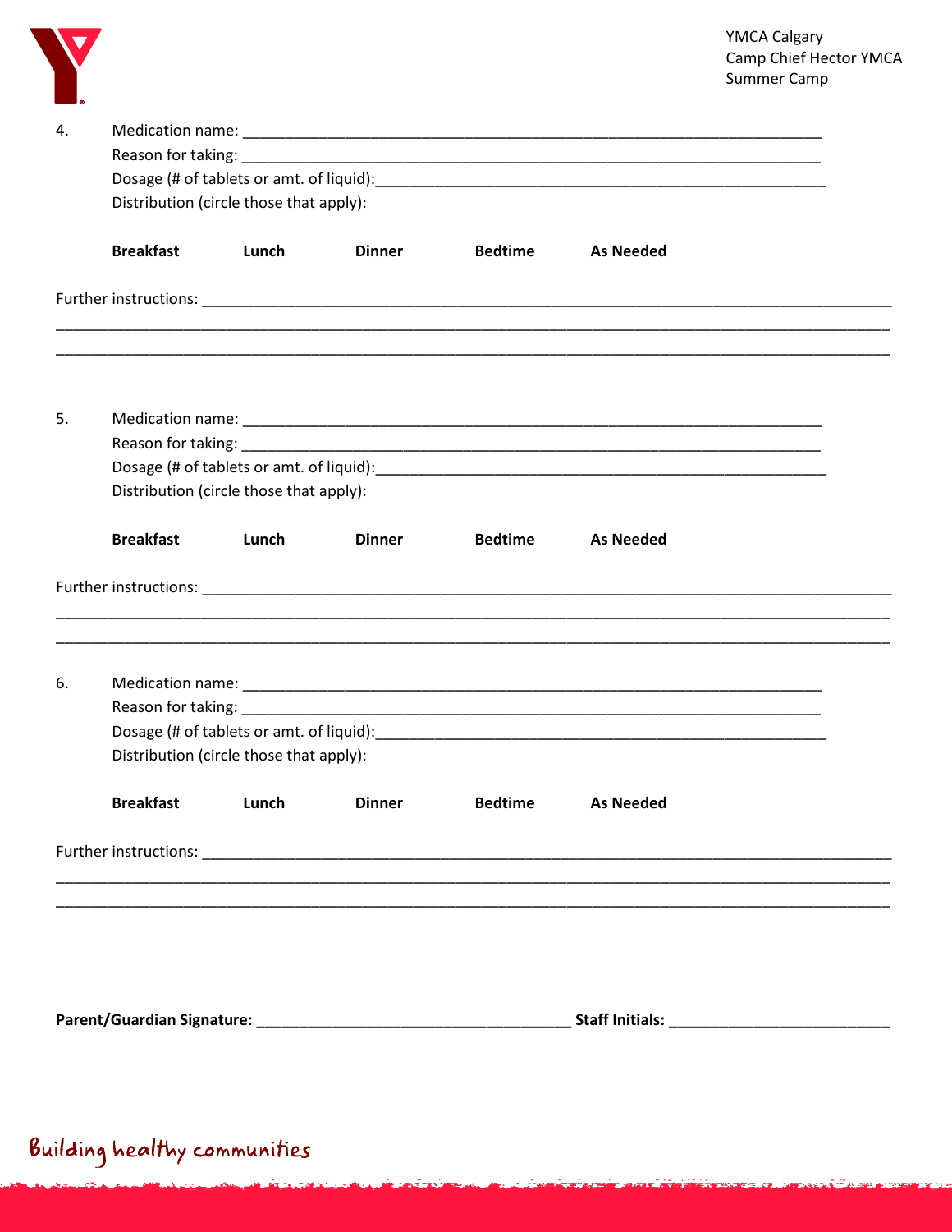4. Medication name: ___________________________________________________________
   Reason for taking: ___________________________________________________________
   Dosage (# of tablets or amt. of liquid):_____________________________________________
   Distribution (circle those that apply):

   **Breakfast** **Lunch** **Dinner** **Bedtime** **As Needed**

Further instructions: _________________________________________________________________
___________________________________________________________________________________
___________________________________________________________________________________

5. Medication name: ___________________________________________________________
   Reason for taking: ___________________________________________________________
   Dosage (# of tablets or amt. of liquid):_____________________________________________
   Distribution (circle those that apply):

   **Breakfast** **Lunch** **Dinner** **Bedtime** **As Needed**

Further instructions: _________________________________________________________________
___________________________________________________________________________________
___________________________________________________________________________________

6. Medication name: ___________________________________________________________
   Reason for taking: ___________________________________________________________
   Dosage (# of tablets or amt. of liquid):_____________________________________________
   Distribution (circle those that apply):

   **Breakfast** **Lunch** **Dinner** **Bedtime** **As Needed**

Further instructions: _________________________________________________________________
___________________________________________________________________________________
___________________________________________________________________________________

**Parent/Guardian Signature: ______________________________ Staff Initials: ____________________**

Building healthy communities